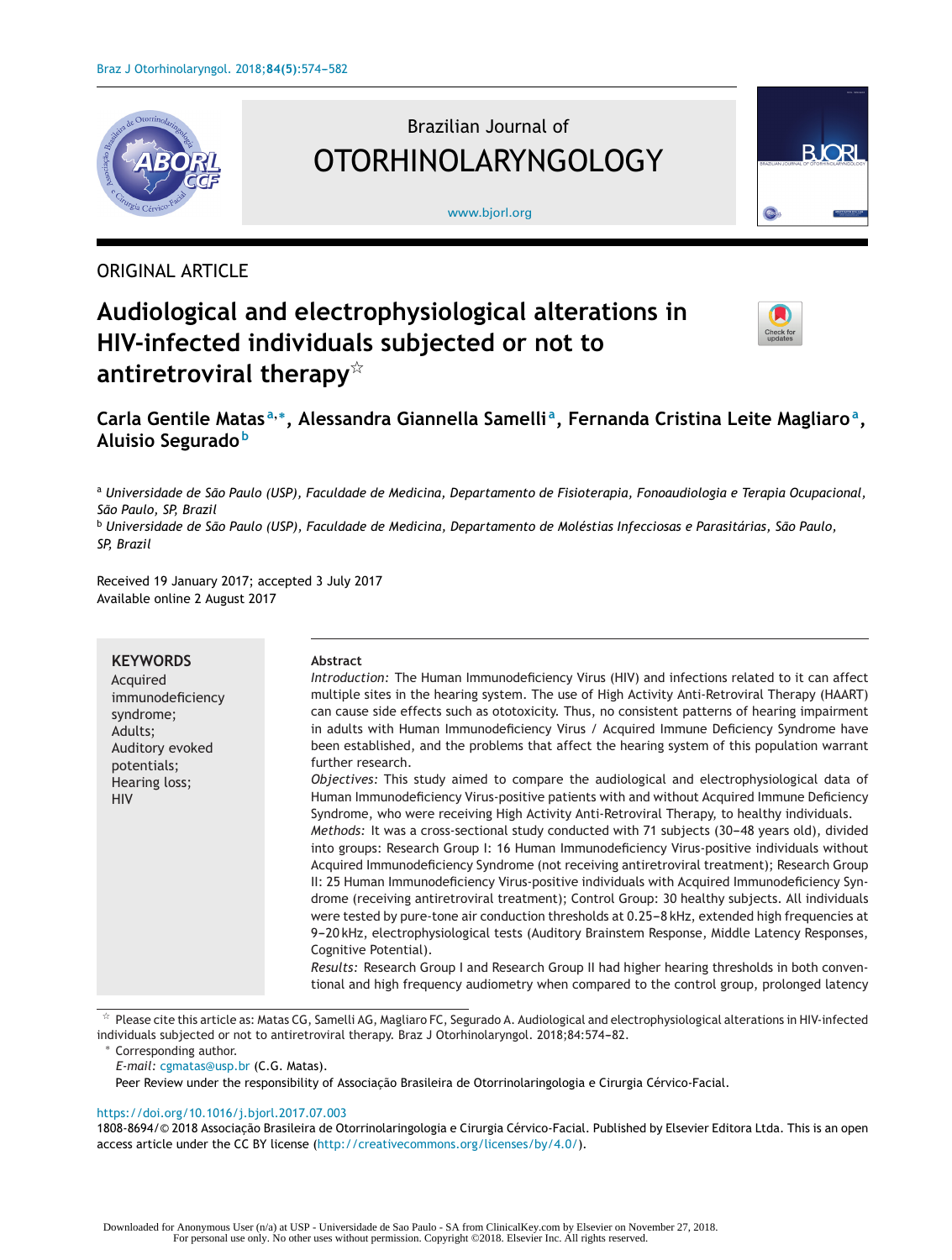ORIGINAL ARTICLE

# Audiological and electrophysiological alterations in HIV-infected individuals subjected or not to antiretroviral therapy[☆]

**Carla Gentile Matas[a,*], Alessandra Giannella Samelli[a], Fernanda Cristina Leite Magliaro[a], Aluisio Segurado[b]**

[a] *Universidade de São Paulo (USP), Faculdade de Medicina, Departamento de Fisioterapia, Fonoaudiologia e Terapia Ocupacional, São Paulo, SP, Brazil*

[b] *Universidade de São Paulo (USP), Faculdade de Medicina, Departamento de Moléstias Infecciosas e Parasitárias, São Paulo, SP, Brazil*

Received 19 January 2017; accepted 3 July 2017
Available online 2 August 2017

**KEYWORDS**
Acquired immunodeficiency syndrome;
Adults;
Auditory evoked potentials;
Hearing loss;
HIV

**Abstract**

*Introduction:* The Human Immunodeficiency Virus (HIV) and infections related to it can affect multiple sites in the hearing system. The use of High Activity Anti-Retroviral Therapy (HAART) can cause side effects such as ototoxicity. Thus, no consistent patterns of hearing impairment in adults with Human Immunodeficiency Virus / Acquired Immune Deficiency Syndrome have been established, and the problems that affect the hearing system of this population warrant further research.

*Objectives:* This study aimed to compare the audiological and electrophysiological data of Human Immunodeficiency Virus-positive patients with and without Acquired Immune Deficiency Syndrome, who were receiving High Activity Anti-Retroviral Therapy, to healthy individuals.

*Methods:* It was a cross-sectional study conducted with 71 subjects (30–48 years old), divided into groups: Research Group I: 16 Human Immunodeficiency Virus-positive individuals without Acquired Immunodeficiency Syndrome (not receiving antiretroviral treatment); Research Group II: 25 Human Immunodeficiency Virus-positive individuals with Acquired Immunodeficiency Syndrome (receiving antiretroviral treatment); Control Group: 30 healthy subjects. All individuals were tested by pure-tone air conduction thresholds at 0.25–8 kHz, extended high frequencies at 9–20 kHz, electrophysiological tests (Auditory Brainstem Response, Middle Latency Responses, Cognitive Potential).

*Results:* Research Group I and Research Group II had higher hearing thresholds in both conventional and high frequency audiometry when compared to the control group, prolonged latency

[☆] Please cite this article as: Matas CG, Samelli AG, Magliaro FC, Segurado A. Audiological and electrophysiological alterations in HIV-infected individuals subjected or not to antiretroviral therapy. Braz J Otorhinolaryngol. 2018;84:574–82.

[*] Corresponding author.
*E-mail:* cgmatas@usp.br (C.G. Matas).

Peer Review under the responsibility of Associação Brasileira de Otorrinolaringologia e Cirurgia Cérvico-Facial.

https://doi.org/10.1016/j.bjorl.2017.07.003

1808-8694/© 2018 Associação Brasileira de Otorrinolaringologia e Cirurgia Cérvico-Facial. Published by Elsevier Editora Ltda. This is an open access article under the CC BY license (http://creativecommons.org/licenses/by/4.0/).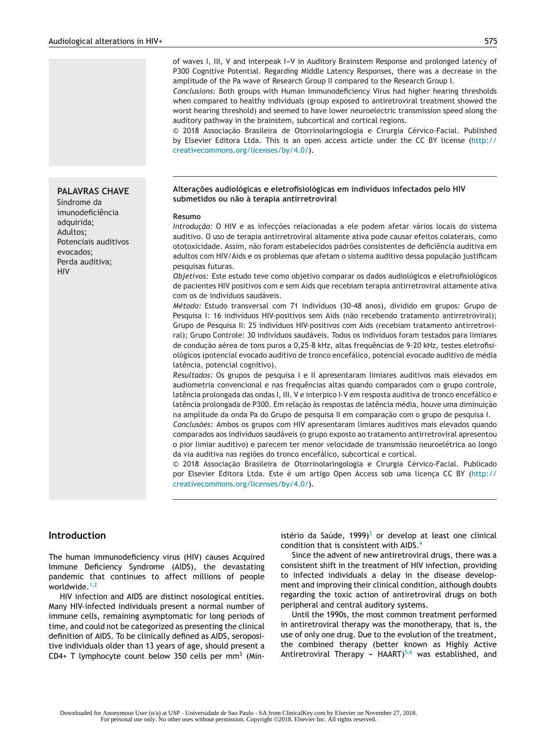of waves I, III, V and interpeak I–V in Auditory Brainstem Response and prolonged latency of P300 Cognitive Potential. Regarding Middle Latency Responses, there was a decrease in the amplitude of the Pa wave of Research Group II compared to the Research Group I.

*Conclusions:* Both groups with Human Immunodeficiency Virus had higher hearing thresholds when compared to healthy individuals (group exposed to antiretroviral treatment showed the worst hearing threshold) and seemed to have lower neuroelectric transmission speed along the auditory pathway in the brainstem, subcortical and cortical regions.

© 2018 Associação Brasileira de Otorrinolaringologia e Cirurgia Cérvico-Facial. Published by Elsevier Editora Ltda. This is an open access article under the CC BY license (http://creativecommons.org/licenses/by/4.0/).

**PALAVRAS CHAVE**
Síndrome da imunodeficiência adquirida;
Adultos;
Potenciais auditivos evocados;
Perda auditiva;
HIV

**Alterações audiológicas e eletrofisiológicas em indivíduos infectados pelo HIV submetidos ou não à terapia antirretroviral**

**Resumo**

*Introdução:* O HIV e as infecções relacionadas a ele podem afetar vários locais do sistema auditivo. O uso de terapia antirretroviral altamente ativa pode causar efeitos colaterais, como ototoxicidade. Assim, não foram estabelecidos padrões consistentes de deficiência auditiva em adultos com HIV/Aids e os problemas que afetam o sistema auditivo dessa população justificam pesquisas futuras.

*Objetivos:* Este estudo teve como objetivo comparar os dados audiológicos e eletrofisiológicos de pacientes HIV positivos com e sem Aids que recebiam terapia antirretroviral altamente ativa com os de indivíduos saudáveis.

*Método:* Estudo transversal com 71 indivíduos (30-48 anos), dividido em grupos: Grupo de Pesquisa I: 16 indivíduos HIV-positivos sem Aids (não recebendo tratamento antirretroviral); Grupo de Pesquisa II: 25 indivíduos HIV-positivos com Aids (recebiam tratamento antirretroviral); Grupo Controle: 30 indivíduos saudáveis. Todos os indivíduos foram testados para limiares de condução aérea de tons puros a 0,25-8 kHz, altas frequências de 9-20 kHz, testes eletrofisiológicos (potencial evocado auditivo de tronco encefálico, potencial evocado auditivo de média latência, potencial cognitivo).

*Resultados:* Os grupos de pesquisa I e II apresentaram limiares auditivos mais elevados em audiometria convencional e nas frequências altas quando comparados com o grupo controle, latência prolongada das ondas I, III, V e interpico I-V em resposta auditiva de tronco encefálico e latência prolongada de P300. Em relação às respostas de latência média, houve uma diminuição na amplitude da onda Pa do Grupo de pesquisa II em comparação com o grupo de pesquisa I.

*Conclusões:* Ambos os grupos com HIV apresentaram limiares auditivos mais elevados quando comparados aos indivíduos saudáveis (o grupo exposto ao tratamento antirretroviral apresentou o pior limiar auditivo) e parecem ter menor velocidade de transmissão neuroelétrica ao longo da via auditiva nas regiões do tronco encefálico, subcortical e cortical.

© 2018 Associação Brasileira de Otorrinolaringologia e Cirurgia Cérvico-Facial. Publicado por Elsevier Editora Ltda. Este é um artigo Open Access sob uma licença CC BY (http://creativecommons.org/licenses/by/4.0/).

## Introduction

The human immunodeficiency virus (HIV) causes Acquired Immune Deficiency Syndrome (AIDS), the devastating pandemic that continues to affect millions of people worldwide.[1,2]

HIV infection and AIDS are distinct nosological entities. Many HIV-infected individuals present a normal number of immune cells, remaining asymptomatic for long periods of time, and could not be categorized as presenting the clinical definition of AIDS. To be clinically defined as AIDS, seropositive individuals older than 13 years of age, should present a CD4+ T lymphocyte count below 350 cells per mm$^3$ (Ministério da Saúde, 1999)[3] or develop at least one clinical condition that is consistent with AIDS.[4]

Since the advent of new antiretroviral drugs, there was a consistent shift in the treatment of HIV infection, providing to infected individuals a delay in the disease development and improving their clinical condition, although doubts regarding the toxic action of antiretroviral drugs on both peripheral and central auditory systems.

Until the 1990s, the most common treatment performed in antiretroviral therapy was the monotherapy, that is, the use of only one drug. Due to the evolution of the treatment, the combined therapy (better known as Highly Active Antiretroviral Therapy – HAART)[5,6] was established, and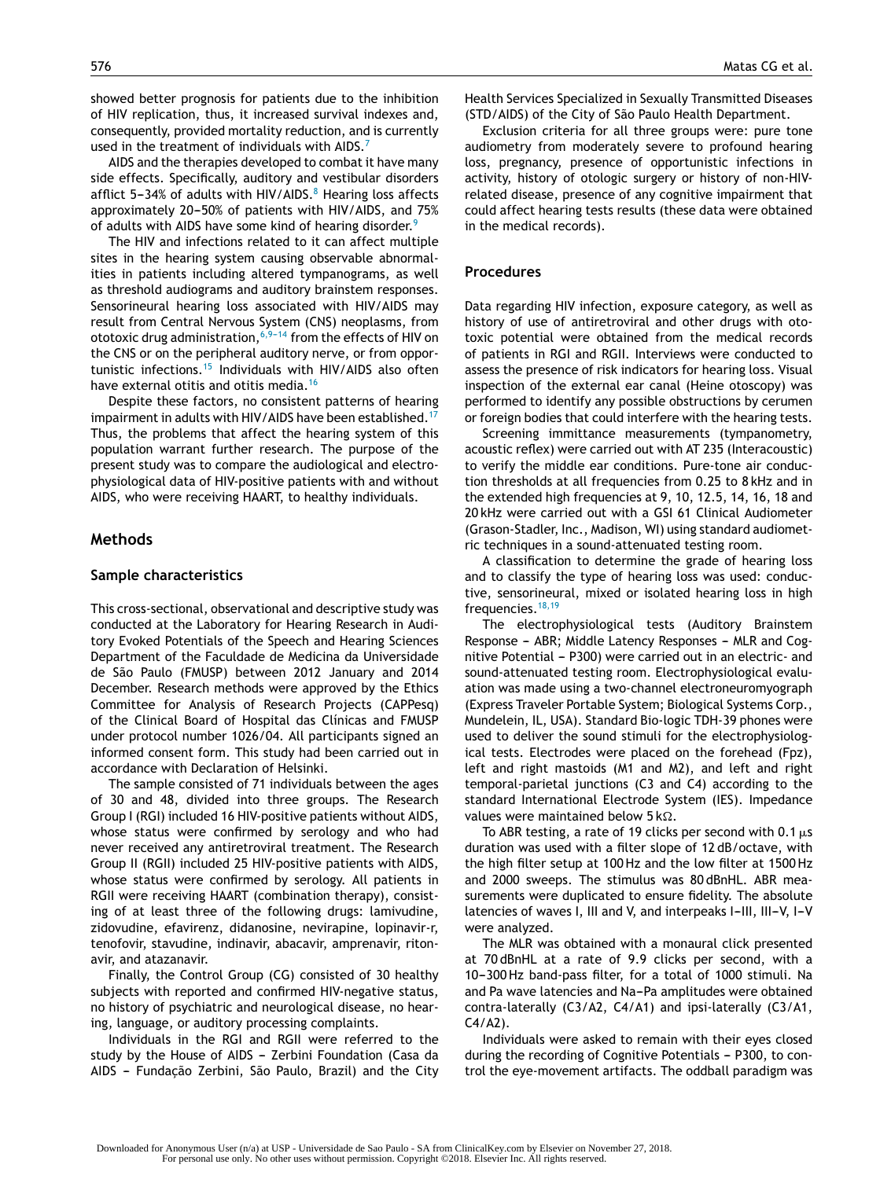showed better prognosis for patients due to the inhibition of HIV replication, thus, it increased survival indexes and, consequently, provided mortality reduction, and is currently used in the treatment of individuals with AIDS.[7]

AIDS and the therapies developed to combat it have many side effects. Specifically, auditory and vestibular disorders afflict 5–34% of adults with HIV/AIDS.[8] Hearing loss affects approximately 20–50% of patients with HIV/AIDS, and 75% of adults with AIDS have some kind of hearing disorder.[9]

The HIV and infections related to it can affect multiple sites in the hearing system causing observable abnormalities in patients including altered tympanograms, as well as threshold audiograms and auditory brainstem responses. Sensorineural hearing loss associated with HIV/AIDS may result from Central Nervous System (CNS) neoplasms, from ototoxic drug administration,[6,9–14] from the effects of HIV on the CNS or on the peripheral auditory nerve, or from opportunistic infections.[15] Individuals with HIV/AIDS also often have external otitis and otitis media.[16]

Despite these factors, no consistent patterns of hearing impairment in adults with HIV/AIDS have been established.[17] Thus, the problems that affect the hearing system of this population warrant further research. The purpose of the present study was to compare the audiological and electrophysiological data of HIV-positive patients with and without AIDS, who were receiving HAART, to healthy individuals.

## Methods

### Sample characteristics

This cross-sectional, observational and descriptive study was conducted at the Laboratory for Hearing Research in Auditory Evoked Potentials of the Speech and Hearing Sciences Department of the Faculdade de Medicina da Universidade de São Paulo (FMUSP) between 2012 January and 2014 December. Research methods were approved by the Ethics Committee for Analysis of Research Projects (CAPPesq) of the Clinical Board of Hospital das Clínicas and FMUSP under protocol number 1026/04. All participants signed an informed consent form. This study had been carried out in accordance with Declaration of Helsinki.

The sample consisted of 71 individuals between the ages of 30 and 48, divided into three groups. The Research Group I (RGI) included 16 HIV-positive patients without AIDS, whose status were confirmed by serology and who had never received any antiretroviral treatment. The Research Group II (RGII) included 25 HIV-positive patients with AIDS, whose status were confirmed by serology. All patients in RGII were receiving HAART (combination therapy), consisting of at least three of the following drugs: lamivudine, zidovudine, efavirenz, didanosine, nevirapine, lopinavir-r, tenofovir, stavudine, indinavir, abacavir, amprenavir, ritonavir, and atazanavir.

Finally, the Control Group (CG) consisted of 30 healthy subjects with reported and confirmed HIV-negative status, no history of psychiatric and neurological disease, no hearing, language, or auditory processing complaints.

Individuals in the RGI and RGII were referred to the study by the House of AIDS – Zerbini Foundation (Casa da AIDS – Fundação Zerbini, São Paulo, Brazil) and the City Health Services Specialized in Sexually Transmitted Diseases (STD/AIDS) of the City of São Paulo Health Department.

Exclusion criteria for all three groups were: pure tone audiometry from moderately severe to profound hearing loss, pregnancy, presence of opportunistic infections in activity, history of otologic surgery or history of non-HIV-related disease, presence of any cognitive impairment that could affect hearing tests results (these data were obtained in the medical records).

### Procedures

Data regarding HIV infection, exposure category, as well as history of use of antiretroviral and other drugs with ototoxic potential were obtained from the medical records of patients in RGI and RGII. Interviews were conducted to assess the presence of risk indicators for hearing loss. Visual inspection of the external ear canal (Heine otoscopy) was performed to identify any possible obstructions by cerumen or foreign bodies that could interfere with the hearing tests.

Screening immittance measurements (tympanometry, acoustic reflex) were carried out with AT 235 (Interacoustic) to verify the middle ear conditions. Pure-tone air conduction thresholds at all frequencies from 0.25 to 8 kHz and in the extended high frequencies at 9, 10, 12.5, 14, 16, 18 and 20 kHz were carried out with a GSI 61 Clinical Audiometer (Grason-Stadler, Inc., Madison, WI) using standard audiometric techniques in a sound-attenuated testing room.

A classification to determine the grade of hearing loss and to classify the type of hearing loss was used: conductive, sensorineural, mixed or isolated hearing loss in high frequencies.[18,19]

The electrophysiological tests (Auditory Brainstem Response – ABR; Middle Latency Responses – MLR and Cognitive Potential – P300) were carried out in an electric- and sound-attenuated testing room. Electrophysiological evaluation was made using a two-channel electroneuromyograph (Express Traveler Portable System; Biological Systems Corp., Mundelein, IL, USA). Standard Bio-logic TDH-39 phones were used to deliver the sound stimuli for the electrophysiological tests. Electrodes were placed on the forehead (Fpz), left and right mastoids (M1 and M2), and left and right temporal-parietal junctions (C3 and C4) according to the standard International Electrode System (IES). Impedance values were maintained below 5 kΩ.

To ABR testing, a rate of 19 clicks per second with 0.1 μs duration was used with a filter slope of 12 dB/octave, with the high filter setup at 100 Hz and the low filter at 1500 Hz and 2000 sweeps. The stimulus was 80 dBnHL. ABR measurements were duplicated to ensure fidelity. The absolute latencies of waves I, III and V, and interpeaks I–III, III–V, I–V were analyzed.

The MLR was obtained with a monaural click presented at 70 dBnHL at a rate of 9.9 clicks per second, with a 10–300 Hz band-pass filter, for a total of 1000 stimuli. Na and Pa wave latencies and Na–Pa amplitudes were obtained contra-laterally (C3/A2, C4/A1) and ipsi-laterally (C3/A1, C4/A2).

Individuals were asked to remain with their eyes closed during the recording of Cognitive Potentials – P300, to control the eye-movement artifacts. The oddball paradigm was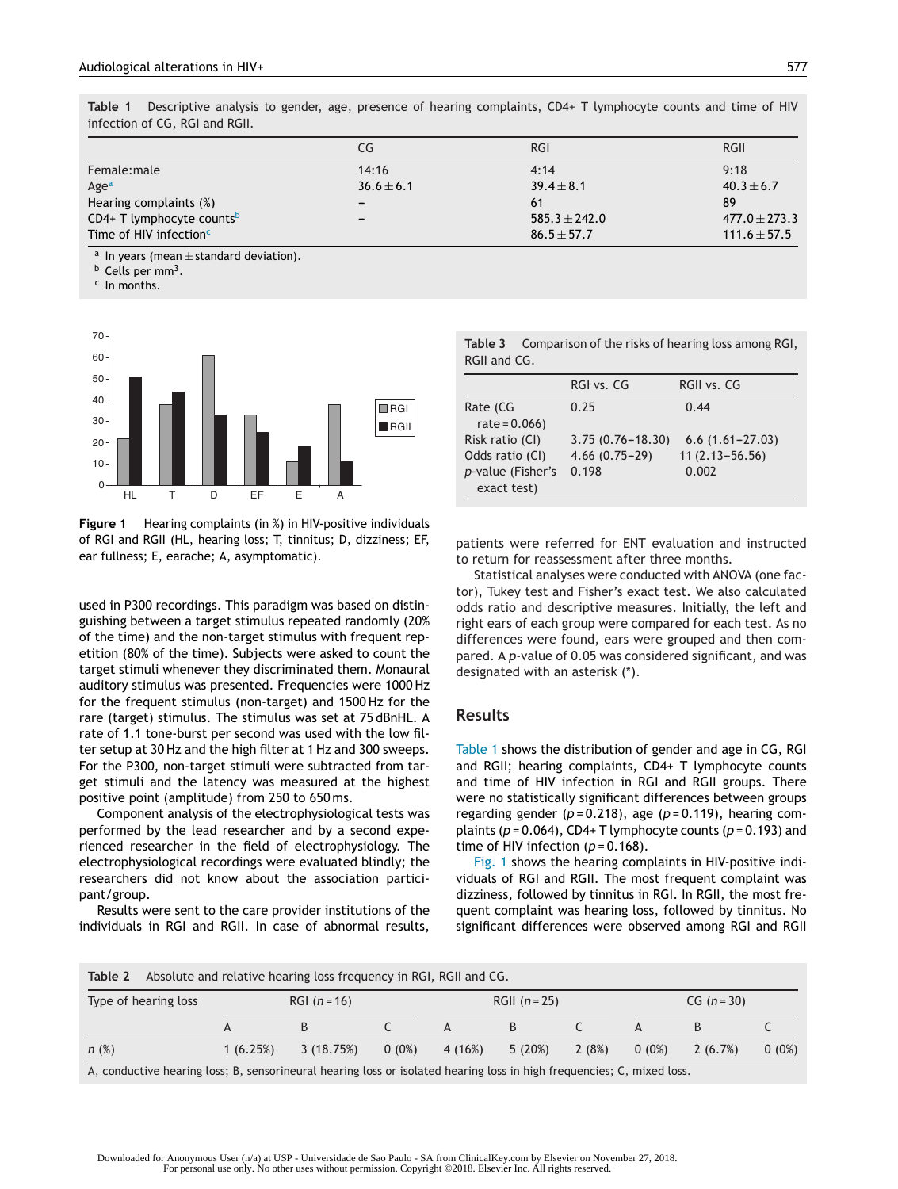**Table 1** Descriptive analysis to gender, age, presence of hearing complaints, CD4+ T lymphocyte counts and time of HIV infection of CG, RGI and RGII.

| | CG | RGI | RGII |
|---|---|---|---|
| Female:male | 14:16 | 4:14 | 9:18 |
| Age[a] | 36.6 ± 6.1 | 39.4 ± 8.1 | 40.3 ± 6.7 |
| Hearing complaints (%) | – | 61 | 89 |
| CD4+ T lymphocyte counts[b] | – | 585.3 ± 242.0 | 477.0 ± 273.3 |
| Time of HIV infection[c] | | 86.5 ± 57.7 | 111.6 ± 57.5 |

[a] In years (mean ± standard deviation).
[b] Cells per $mm^3$.
[c] In months.

**Figure 1** Hearing complaints (in %) in HIV-positive individuals of RGI and RGII (HL, hearing loss; T, tinnitus; D, dizziness; EF, ear fullness; E, earache; A, asymptomatic).

used in P300 recordings. This paradigm was based on distinguishing between a target stimulus repeated randomly (20% of the time) and the non-target stimulus with frequent repetition (80% of the time). Subjects were asked to count the target stimuli whenever they discriminated them. Monaural auditory stimulus was presented. Frequencies were 1000 Hz for the frequent stimulus (non-target) and 1500 Hz for the rare (target) stimulus. The stimulus was set at 75 dBnHL. A rate of 1.1 tone-burst per second was used with the low filter setup at 30 Hz and the high filter at 1 Hz and 300 sweeps. For the P300, non-target stimuli were subtracted from target stimuli and the latency was measured at the highest positive point (amplitude) from 250 to 650 ms.

Component analysis of the electrophysiological tests was performed by the lead researcher and by a second experienced researcher in the field of electrophysiology. The electrophysiological recordings were evaluated blindly; the researchers did not know about the association participant/group.

Results were sent to the care provider institutions of the individuals in RGI and RGII. In case of abnormal results, patients were referred for ENT evaluation and instructed to return for reassessment after three months.

Statistical analyses were conducted with ANOVA (one factor), Tukey test and Fisher's exact test. We also calculated odds ratio and descriptive measures. Initially, the left and right ears of each group were compared for each test. As no differences were found, ears were grouped and then compared. A *p*-value of 0.05 was considered significant, and was designated with an asterisk (*).

**Table 3** Comparison of the risks of hearing loss among RGI, RGII and CG.

| | RGI vs. CG | RGII vs. CG |
|---|---|---|
| Rate (CG rate = 0.066) | 0.25 | 0.44 |
| Risk ratio (CI) | 3.75 (0.76–18.30) | 6.6 (1.61–27.03) |
| Odds ratio (CI) | 4.66 (0.75–29) | 11 (2.13–56.56) |
| *p*-value (Fisher's exact test) | 0.198 | 0.002 |

## Results

Table 1 shows the distribution of gender and age in CG, RGI and RGII; hearing complaints, CD4+ T lymphocyte counts and time of HIV infection in RGI and RGII groups. There were no statistically significant differences between groups regarding gender ($p = 0.218$), age ($p = 0.119$), hearing complaints ($p = 0.064$), CD4+ T lymphocyte counts ($p = 0.193$) and time of HIV infection ($p = 0.168$).

Fig. 1 shows the hearing complaints in HIV-positive individuals of RGI and RGII. The most frequent complaint was dizziness, followed by tinnitus in RGI. In RGII, the most frequent complaint was hearing loss, followed by tinnitus. No significant differences were observed among RGI and RGII

**Table 2** Absolute and relative hearing loss frequency in RGI, RGII and CG.

| Type of hearing loss | RGI ($n$ = 16) | | | RGII ($n$ = 25) | | | CG ($n$ = 30) | | |
|---|---|---|---|---|---|---|---|---|---|
| | A | B | C | A | B | C | A | B | C |
| *n* (%) | 1 (6.25%) | 3 (18.75%) | 0 (0%) | 4 (16%) | 5 (20%) | 2 (8%) | 0 (0%) | 2 (6.7%) | 0 (0%) |

A, conductive hearing loss; B, sensorineural hearing loss or isolated hearing loss in high frequencies; C, mixed loss.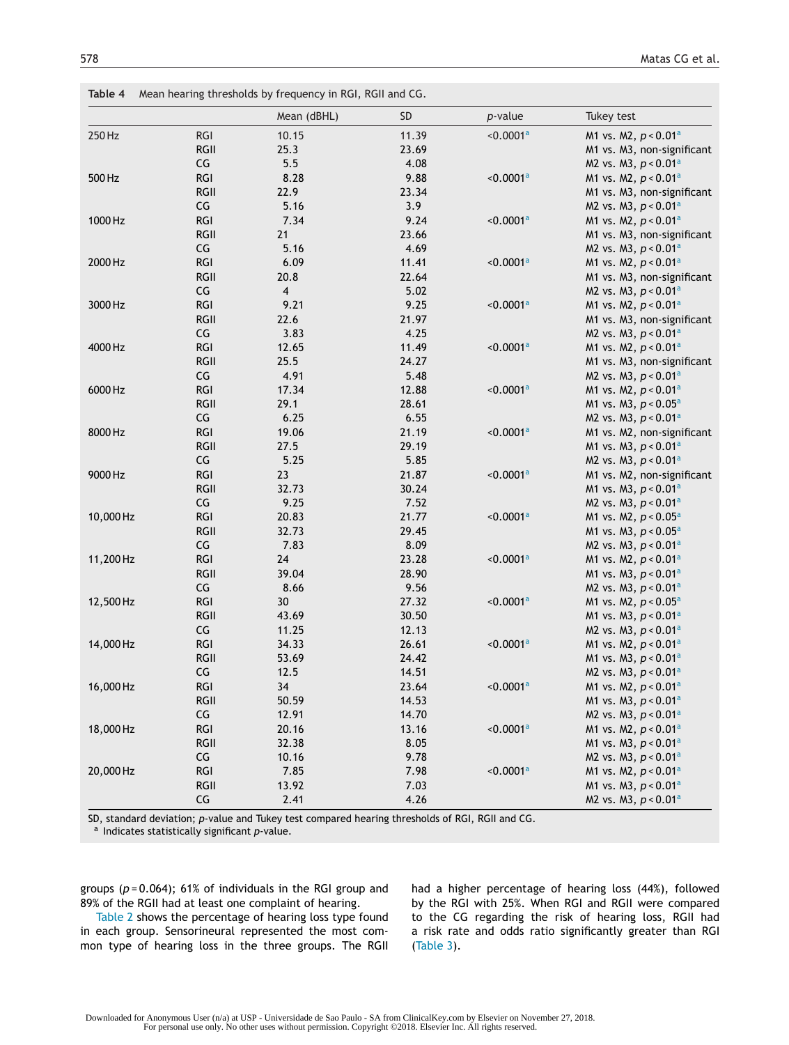**Table 4** Mean hearing thresholds by frequency in RGI, RGII and CG.

| | | Mean (dBHL) | SD | $p$-value | Tukey test |
|---|---|---|---|---|---|
| 250 Hz | RGI | 10.15 | 11.39 | <0.0001[a] | M1 vs. M2, $p<0.01$[a] |
| | RGII | 25.3 | 23.69 | | M1 vs. M3, non-significant |
| | CG | 5.5 | 4.08 | | M2 vs. M3, $p<0.01$[a] |
| 500 Hz | RGI | 8.28 | 9.88 | <0.0001[a] | M1 vs. M2, $p<0.01$[a] |
| | RGII | 22.9 | 23.34 | | M1 vs. M3, non-significant |
| | CG | 5.16 | 3.9 | | M2 vs. M3, $p<0.01$[a] |
| 1000 Hz | RGI | 7.34 | 9.24 | <0.0001[a] | M1 vs. M2, $p<0.01$[a] |
| | RGII | 21 | 23.66 | | M1 vs. M3, non-significant |
| | CG | 5.16 | 4.69 | | M2 vs. M3, $p<0.01$[a] |
| 2000 Hz | RGI | 6.09 | 11.41 | <0.0001[a] | M1 vs. M2, $p<0.01$[a] |
| | RGII | 20.8 | 22.64 | | M1 vs. M3, non-significant |
| | CG | 4 | 5.02 | | M2 vs. M3, $p<0.01$[a] |
| 3000 Hz | RGI | 9.21 | 9.25 | <0.0001[a] | M1 vs. M2, $p<0.01$[a] |
| | RGII | 22.6 | 21.97 | | M1 vs. M3, non-significant |
| | CG | 3.83 | 4.25 | | M2 vs. M3, $p<0.01$[a] |
| 4000 Hz | RGI | 12.65 | 11.49 | <0.0001[a] | M1 vs. M2, $p<0.01$[a] |
| | RGII | 25.5 | 24.27 | | M1 vs. M3, non-significant |
| | CG | 4.91 | 5.48 | | M2 vs. M3, $p<0.01$[a] |
| 6000 Hz | RGI | 17.34 | 12.88 | <0.0001[a] | M1 vs. M2, $p<0.01$[a] |
| | RGII | 29.1 | 28.61 | | M1 vs. M3, $p<0.05$[a] |
| | CG | 6.25 | 6.55 | | M2 vs. M3, $p<0.01$[a] |
| 8000 Hz | RGI | 19.06 | 21.19 | <0.0001[a] | M1 vs. M2, non-significant |
| | RGII | 27.5 | 29.19 | | M1 vs. M3, $p<0.01$[a] |
| | CG | 5.25 | 5.85 | | M2 vs. M3, $p<0.01$[a] |
| 9000 Hz | RGI | 23 | 21.87 | <0.0001[a] | M1 vs. M2, non-significant |
| | RGII | 32.73 | 30.24 | | M1 vs. M3, $p<0.01$[a] |
| | CG | 9.25 | 7.52 | | M2 vs. M3, $p<0.01$[a] |
| 10,000 Hz | RGI | 20.83 | 21.77 | <0.0001[a] | M1 vs. M2, $p<0.05$[a] |
| | RGII | 32.73 | 29.45 | | M1 vs. M3, $p<0.05$[a] |
| | CG | 7.83 | 8.09 | | M2 vs. M3, $p<0.01$[a] |
| 11,200 Hz | RGI | 24 | 23.28 | <0.0001[a] | M1 vs. M2, $p<0.01$[a] |
| | RGII | 39.04 | 28.90 | | M1 vs. M3, $p<0.01$[a] |
| | CG | 8.66 | 9.56 | | M2 vs. M3, $p<0.01$[a] |
| 12,500 Hz | RGI | 30 | 27.32 | <0.0001[a] | M1 vs. M2, $p<0.05$[a] |
| | RGII | 43.69 | 30.50 | | M1 vs. M3, $p<0.01$[a] |
| | CG | 11.25 | 12.13 | | M2 vs. M3, $p<0.01$[a] |
| 14,000 Hz | RGI | 34.33 | 26.61 | <0.0001[a] | M1 vs. M2, $p<0.01$[a] |
| | RGII | 53.69 | 24.42 | | M1 vs. M3, $p<0.01$[a] |
| | CG | 12.5 | 14.51 | | M2 vs. M3, $p<0.01$[a] |
| 16,000 Hz | RGI | 34 | 23.64 | <0.0001[a] | M1 vs. M2, $p<0.01$[a] |
| | RGII | 50.59 | 14.53 | | M1 vs. M3, $p<0.01$[a] |
| | CG | 12.91 | 14.70 | | M2 vs. M3, $p<0.01$[a] |
| 18,000 Hz | RGI | 20.16 | 13.16 | <0.0001[a] | M1 vs. M2, $p<0.01$[a] |
| | RGII | 32.38 | 8.05 | | M1 vs. M3, $p<0.01$[a] |
| | CG | 10.16 | 9.78 | | M2 vs. M3, $p<0.01$[a] |
| 20,000 Hz | RGI | 7.85 | 7.98 | <0.0001[a] | M1 vs. M2, $p<0.01$[a] |
| | RGII | 13.92 | 7.03 | | M1 vs. M3, $p<0.01$[a] |
| | CG | 2.41 | 4.26 | | M2 vs. M3, $p<0.01$[a] |

SD, standard deviation; $p$-value and Tukey test compared hearing thresholds of RGI, RGII and CG.
[a] Indicates statistically significant $p$-value.

groups ($p=0.064$); 61% of individuals in the RGI group and 89% of the RGII had at least one complaint of hearing.

Table 2 shows the percentage of hearing loss type found in each group. Sensorineural represented the most common type of hearing loss in the three groups. The RGII had a higher percentage of hearing loss (44%), followed by the RGI with 25%. When RGI and RGII were compared to the CG regarding the risk of hearing loss, RGII had a risk rate and odds ratio significantly greater than RGI (Table 3).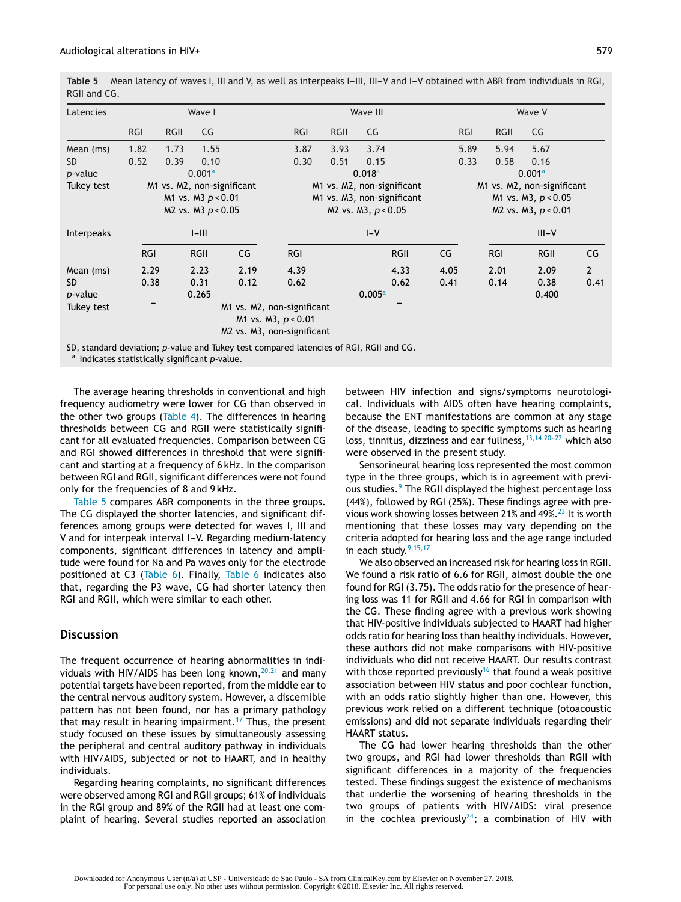**Table 5** Mean latency of waves I, III and V, as well as interpeaks I–III, III–V and I–V obtained with ABR from individuals in RGI, RGII and CG.

| Latencies | Wave I | | | Wave III | | | Wave V | | |
|---|---|---|---|---|---|---|---|---|---|
| | RGI | RGII | CG | RGI | RGII | CG | RGI | RGII | CG |
| Mean (ms) | 1.82 | 1.73 | 1.55 | 3.87 | 3.93 | 3.74 | 5.89 | 5.94 | 5.67 |
| SD | 0.52 | 0.39 | 0.10 | 0.30 | 0.51 | 0.15 | 0.33 | 0.58 | 0.16 |
| *p*-value | 0.001[a] | | | 0.018[a] | | | 0.001[a] | | |
| Tukey test | M1 vs. M2, non-significant; M1 vs. M3 $p<0.01$; M2 vs. M3 $p<0.05$ | | | M1 vs. M2, non-significant; M1 vs. M3, non-significant; M2 vs. M3, $p<0.05$ | | | M1 vs. M2, non-significant; M1 vs. M3, $p<0.05$; M2 vs. M3, $p<0.01$ | | |
| Interpeaks | I–III | | | I–V | | | III–V | | |
| | RGI | RGII | CG | RGI | RGII | CG | RGI | RGII | CG |
| Mean (ms) | 2.29 | 2.23 | 2.19 | 4.39 | 4.33 | 4.05 | 2.01 | 2.09 | 2 |
| SD | 0.38 | 0.31 | 0.12 | 0.62 | 0.62 | 0.41 | 0.14 | 0.38 | 0.41 |
| *p*-value | 0.265 | | | 0.005[a] | | | 0.400 | | |
| Tukey test | – | | | M1 vs. M2, non-significant; M1 vs. M3, $p<0.01$; M2 vs. M3, non-significant | | | – | | |

SD, standard deviation; *p*-value and Tukey test compared latencies of RGI, RGII and CG.
[a] Indicates statistically significant *p*-value.

The average hearing thresholds in conventional and high frequency audiometry were lower for CG than observed in the other two groups (Table 4). The differences in hearing thresholds between CG and RGII were statistically significant for all evaluated frequencies. Comparison between CG and RGI showed differences in threshold that were significant and starting at a frequency of 6 kHz. In the comparison between RGI and RGII, significant differences were not found only for the frequencies of 8 and 9 kHz.

Table 5 compares ABR components in the three groups. The CG displayed the shorter latencies, and significant differences among groups were detected for waves I, III and V and for interpeak interval I–V. Regarding medium-latency components, significant differences in latency and amplitude were found for Na and Pa waves only for the electrode positioned at C3 (Table 6). Finally, Table 6 indicates also that, regarding the P3 wave, CG had shorter latency then RGI and RGII, which were similar to each other.

## Discussion

The frequent occurrence of hearing abnormalities in individuals with HIV/AIDS has been long known,[20,21] and many potential targets have been reported, from the middle ear to the central nervous auditory system. However, a discernible pattern has not been found, nor has a primary pathology that may result in hearing impairment.[17] Thus, the present study focused on these issues by simultaneously assessing the peripheral and central auditory pathway in individuals with HIV/AIDS, subjected or not to HAART, and in healthy individuals.

Regarding hearing complaints, no significant differences were observed among RGI and RGII groups; 61% of individuals in the RGI group and 89% of the RGII had at least one complaint of hearing. Several studies reported an association between HIV infection and signs/symptoms neurotological. Individuals with AIDS often have hearing complaints, because the ENT manifestations are common at any stage of the disease, leading to specific symptoms such as hearing loss, tinnitus, dizziness and ear fullness,[13,14,20–22] which also were observed in the present study.

Sensorineural hearing loss represented the most common type in the three groups, which is in agreement with previous studies.[9] The RGII displayed the highest percentage loss (44%), followed by RGI (25%). These findings agree with previous work showing losses between 21% and 49%.[23] It is worth mentioning that these losses may vary depending on the criteria adopted for hearing loss and the age range included in each study.[9,15,17]

We also observed an increased risk for hearing loss in RGII. We found a risk ratio of 6.6 for RGII, almost double the one found for RGI (3.75). The odds ratio for the presence of hearing loss was 11 for RGII and 4.66 for RGI in comparison with the CG. These finding agree with a previous work showing that HIV-positive individuals subjected to HAART had higher odds ratio for hearing loss than healthy individuals. However, these authors did not make comparisons with HIV-positive individuals who did not receive HAART. Our results contrast with those reported previously[16] that found a weak positive association between HIV status and poor cochlear function, with an odds ratio slightly higher than one. However, this previous work relied on a different technique (otoacoustic emissions) and did not separate individuals regarding their HAART status.

The CG had lower hearing thresholds than the other two groups, and RGI had lower thresholds than RGII with significant differences in a majority of the frequencies tested. These findings suggest the existence of mechanisms that underlie the worsening of hearing thresholds in the two groups of patients with HIV/AIDS: viral presence in the cochlea previously[24]; a combination of HIV with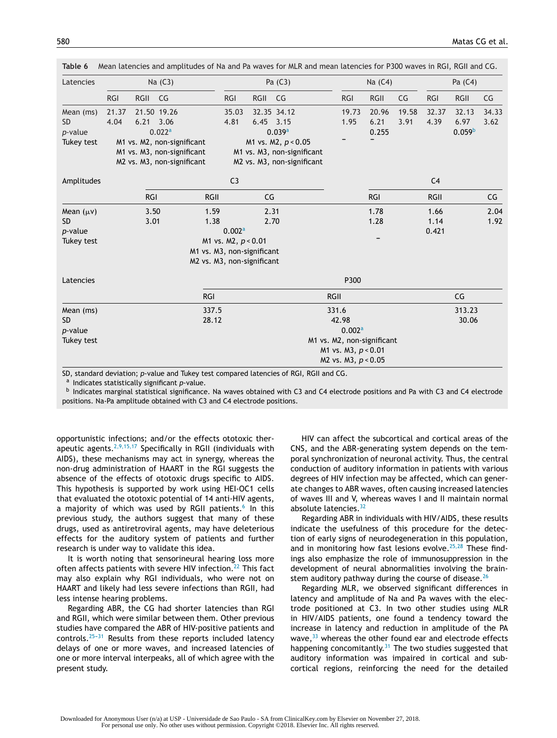**Table 6** Mean latencies and amplitudes of Na and Pa waves for MLR and mean latencies for P300 waves in RGI, RGII and CG.

| Latencies | Na (C3) | | | Pa (C3) | | | Na (C4) | | | Pa (C4) | | |
|---|---|---|---|---|---|---|---|---|---|---|---|---|
| | RGI | RGII | CG | RGI | RGII | CG | RGI | RGII | CG | RGI | RGII | CG |
| Mean (ms) | 21.37 | 21.50 | 19.26 | 35.03 | 32.35 | 34.12 | 19.73 | 20.96 | 19.58 | 32.37 | 32.13 | 34.33 |
| SD | 4.04 | 6.21 | 3.06 | 4.81 | 6.45 | 3.15 | 1.95 | 6.21 | 3.91 | 4.39 | 6.97 | 3.62 |
| *p*-value | 0.022[a] | | | 0.039[a] | | | 0.255 | | | 0.059[b] | | |
| Tukey test | M1 vs. M2, non-significant; M1 vs. M3, non-significant; M2 vs. M3, non-significant | | | M1 vs. M2, $p < 0.05$; M1 vs. M3, non-significant; M2 vs. M3, non-significant | | | – | – | | | | |

| Amplitudes | C3 | | | C4 | | |
|---|---|---|---|---|---|---|
| | RGI | RGII | CG | RGI | RGII | CG |
| Mean (μv) | 3.50 | 1.59 | 2.31 | 1.78 | 1.66 | 2.04 |
| SD | 3.01 | 1.38 | 2.70 | 1.28 | 1.14 | 1.92 |
| *p*-value | 0.002[a] | | | 0.421 | | |
| Tukey test | M1 vs. M2, $p < 0.01$; M1 vs. M3, non-significant; M2 vs. M3, non-significant | | | – | | |

| Latencies | P300 | | |
|---|---|---|---|
| | RGI | RGII | CG |
| Mean (ms) | 337.5 | 331.6 | 313.23 |
| SD | 28.12 | 42.98 | 30.06 |
| *p*-value | 0.002[a] | | |
| Tukey test | M1 vs. M2, non-significant; M1 vs. M3, $p < 0.01$; M2 vs. M3, $p < 0.05$ | | |

SD, standard deviation; *p*-value and Tukey test compared latencies of RGI, RGII and CG.
[a] Indicates statistically significant *p*-value.
[b] Indicates marginal statistical significance. Na waves obtained with C3 and C4 electrode positions and Pa with C3 and C4 electrode positions. Na-Pa amplitude obtained with C3 and C4 electrode positions.

opportunistic infections; and/or the effects ototoxic therapeutic agents.[2,9,15,17] Specifically in RGII (individuals with AIDS), these mechanisms may act in synergy, whereas the non-drug administration of HAART in the RGI suggests the absence of the effects of ototoxic drugs specific to AIDS. This hypothesis is supported by work using HEI-OC1 cells that evaluated the ototoxic potential of 14 anti-HIV agents, a majority of which was used by RGII patients.[6] In this previous study, the authors suggest that many of these drugs, used as antiretroviral agents, may have deleterious effects for the auditory system of patients and further research is under way to validate this idea.

It is worth noting that sensorineural hearing loss more often affects patients with severe HIV infection.[22] This fact may also explain why RGI individuals, who were not on HAART and likely had less severe infections than RGII, had less intense hearing problems.

Regarding ABR, the CG had shorter latencies than RGI and RGII, which were similar between them. Other previous studies have compared the ABR of HIV-positive patients and controls.[25–31] Results from these reports included latency delays of one or more waves, and increased latencies of one or more interval interpeaks, all of which agree with the present study.

HIV can affect the subcortical and cortical areas of the CNS, and the ABR-generating system depends on the temporal synchronization of neuronal activity. Thus, the central conduction of auditory information in patients with various degrees of HIV infection may be affected, which can generate changes to ABR waves, often causing increased latencies of waves III and V, whereas waves I and II maintain normal absolute latencies.[32]

Regarding ABR in individuals with HIV/AIDS, these results indicate the usefulness of this procedure for the detection of early signs of neurodegeneration in this population, and in monitoring how fast lesions evolve.[25,28] These findings also emphasize the role of immunosuppression in the development of neural abnormalities involving the brainstem auditory pathway during the course of disease.[26]

Regarding MLR, we observed significant differences in latency and amplitude of Na and Pa waves with the electrode positioned at C3. In two other studies using MLR in HIV/AIDS patients, one found a tendency toward the increase in latency and reduction in amplitude of the PA wave,[33] whereas the other found ear and electrode effects happening concomitantly.[31] The two studies suggested that auditory information was impaired in cortical and subcortical regions, reinforcing the need for the detailed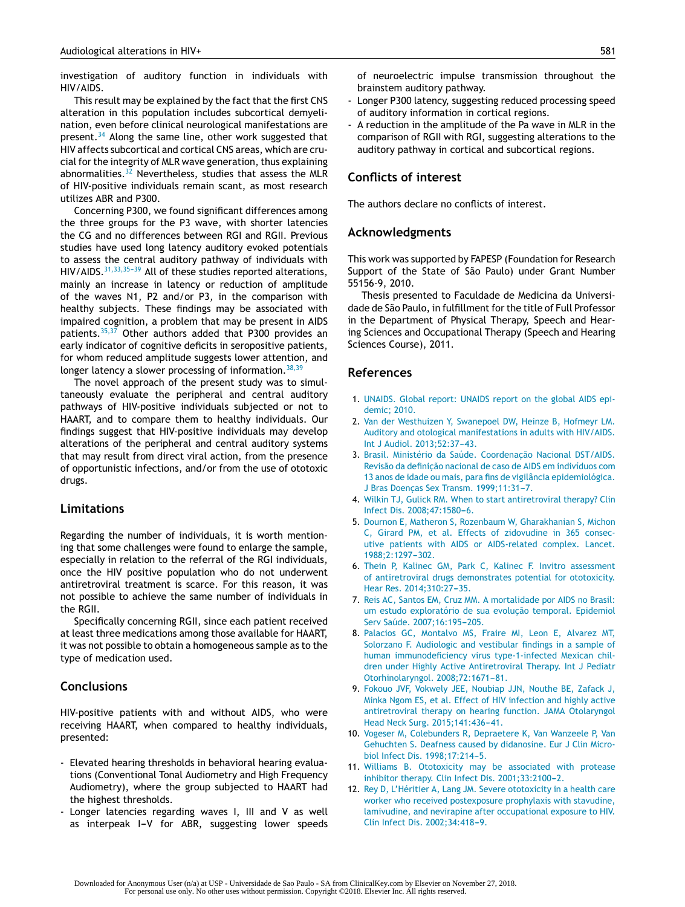investigation of auditory function in individuals with HIV/AIDS.

This result may be explained by the fact that the first CNS alteration in this population includes subcortical demyelination, even before clinical neurological manifestations are present.[34] Along the same line, other work suggested that HIV affects subcortical and cortical CNS areas, which are crucial for the integrity of MLR wave generation, thus explaining abnormalities.[32] Nevertheless, studies that assess the MLR of HIV-positive individuals remain scant, as most research utilizes ABR and P300.

Concerning P300, we found significant differences among the three groups for the P3 wave, with shorter latencies the CG and no differences between RGI and RGII. Previous studies have used long latency auditory evoked potentials to assess the central auditory pathway of individuals with HIV/AIDS.[31,33,35–39] All of these studies reported alterations, mainly an increase in latency or reduction of amplitude of the waves N1, P2 and/or P3, in the comparison with healthy subjects. These findings may be associated with impaired cognition, a problem that may be present in AIDS patients.[35,37] Other authors added that P300 provides an early indicator of cognitive deficits in seropositive patients, for whom reduced amplitude suggests lower attention, and longer latency a slower processing of information.[38,39]

The novel approach of the present study was to simultaneously evaluate the peripheral and central auditory pathways of HIV-positive individuals subjected or not to HAART, and to compare them to healthy individuals. Our findings suggest that HIV-positive individuals may develop alterations of the peripheral and central auditory systems that may result from direct viral action, from the presence of opportunistic infections, and/or from the use of ototoxic drugs.

## Limitations

Regarding the number of individuals, it is worth mentioning that some challenges were found to enlarge the sample, especially in relation to the referral of the RGI individuals, once the HIV positive population who do not underwent antiretroviral treatment is scarce. For this reason, it was not possible to achieve the same number of individuals in the RGII.

Specifically concerning RGII, since each patient received at least three medications among those available for HAART, it was not possible to obtain a homogeneous sample as to the type of medication used.

## Conclusions

HIV-positive patients with and without AIDS, who were receiving HAART, when compared to healthy individuals, presented:

- Elevated hearing thresholds in behavioral hearing evaluations (Conventional Tonal Audiometry and High Frequency Audiometry), where the group subjected to HAART had the highest thresholds.
- Longer latencies regarding waves I, III and V as well as interpeak I–V for ABR, suggesting lower speeds of neuroelectric impulse transmission throughout the brainstem auditory pathway.
- Longer P300 latency, suggesting reduced processing speed of auditory information in cortical regions.
- A reduction in the amplitude of the Pa wave in MLR in the comparison of RGII with RGI, suggesting alterations to the auditory pathway in cortical and subcortical regions.

## Conflicts of interest

The authors declare no conflicts of interest.

## Acknowledgments

This work was supported by FAPESP (Foundation for Research Support of the State of São Paulo) under Grant Number 55156-9, 2010.

Thesis presented to Faculdade de Medicina da Universidade de São Paulo, in fulfillment for the title of Full Professor in the Department of Physical Therapy, Speech and Hearing Sciences and Occupational Therapy (Speech and Hearing Sciences Course), 2011.

## References

1. UNAIDS. Global report: UNAIDS report on the global AIDS epidemic; 2010.
2. Van der Westhuizen Y, Swanepoel DW, Heinze B, Hofmeyr LM. Auditory and otological manifestations in adults with HIV/AIDS. Int J Audiol. 2013;52:37–43.
3. Brasil. Ministério da Saúde. Coordenação Nacional DST/AIDS. Revisão da definição nacional de caso de AIDS em indivíduos com 13 anos de idade ou mais, para fins de vigilância epidemiológica. J Bras Doenças Sex Transm. 1999;11:31–7.
4. Wilkin TJ, Gulick RM. When to start antiretroviral therapy? Clin Infect Dis. 2008;47:1580–6.
5. Dournon E, Matheron S, Rozenbaum W, Gharakhanian S, Michon C, Girard PM, et al. Effects of zidovudine in 365 consecutive patients with AIDS or AIDS-related complex. Lancet. 1988;2:1297–302.
6. Thein P, Kalinec GM, Park C, Kalinec F. Invitro assessment of antiretroviral drugs demonstrates potential for ototoxicity. Hear Res. 2014;310:27–35.
7. Reis AC, Santos EM, Cruz MM. A mortalidade por AIDS no Brasil: um estudo exploratório de sua evolução temporal. Epidemiol Serv Saúde. 2007;16:195–205.
8. Palacios GC, Montalvo MS, Fraire MI, Leon E, Alvarez MT, Solorzano F. Audiologic and vestibular findings in a sample of human immunodeficiency virus type-1-infected Mexican children under Highly Active Antiretroviral Therapy. Int J Pediatr Otorhinolaryngol. 2008;72:1671–81.
9. Fokouo JVF, Vokwely JEE, Noubiap JJN, Nouthe BE, Zafack J, Minka Ngom ES, et al. Effect of HIV infection and highly active antiretroviral therapy on hearing function. JAMA Otolaryngol Head Neck Surg. 2015;141:436–41.
10. Vogeser M, Colebunders R, Depraetere K, Van Wanzeele P, Van Gehuchten S. Deafness caused by didanosine. Eur J Clin Microbiol Infect Dis. 1998;17:214–5.
11. Williams B. Ototoxicity may be associated with protease inhibitor therapy. Clin Infect Dis. 2001;33:2100–2.
12. Rey D, L'Héritier A, Lang JM. Severe ototoxicity in a health care worker who received postexposure prophylaxis with stavudine, lamivudine, and nevirapine after occupational exposure to HIV. Clin Infect Dis. 2002;34:418–9.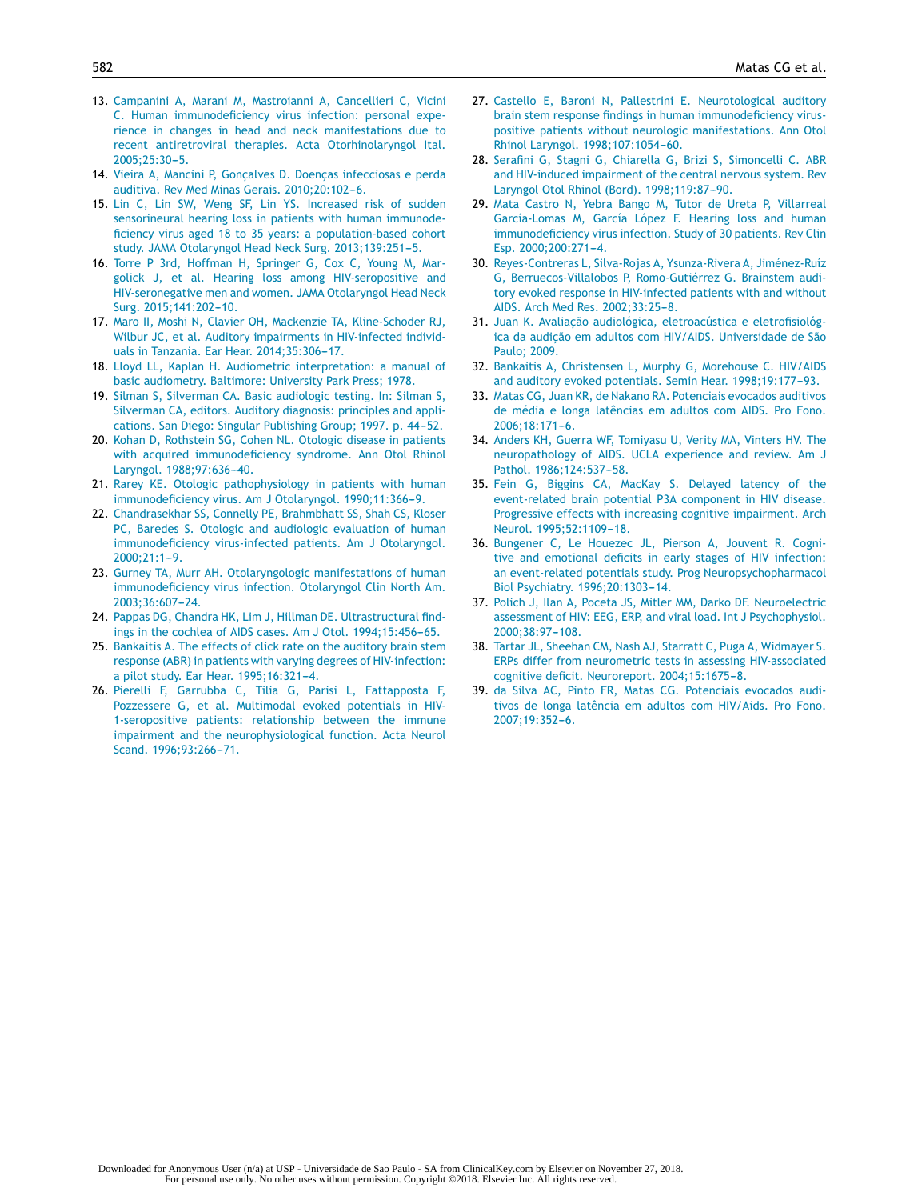13. Campanini A, Marani M, Mastroianni A, Cancellieri C, Vicini C. Human immunodeficiency virus infection: personal experience in changes in head and neck manifestations due to recent antiretroviral therapies. Acta Otorhinolaryngol Ital. 2005;25:30–5.
14. Vieira A, Mancini P, Gonçalves D. Doenças infecciosas e perda auditiva. Rev Med Minas Gerais. 2010;20:102–6.
15. Lin C, Lin SW, Weng SF, Lin YS. Increased risk of sudden sensorineural hearing loss in patients with human immunodeficiency virus aged 18 to 35 years: a population-based cohort study. JAMA Otolaryngol Head Neck Surg. 2013;139:251–5.
16. Torre P 3rd, Hoffman H, Springer G, Cox C, Young M, Margolick J, et al. Hearing loss among HIV-seropositive and HIV-seronegative men and women. JAMA Otolaryngol Head Neck Surg. 2015;141:202–10.
17. Maro II, Moshi N, Clavier OH, Mackenzie TA, Kline-Schoder RJ, Wilbur JC, et al. Auditory impairments in HIV-infected individuals in Tanzania. Ear Hear. 2014;35:306–17.
18. Lloyd LL, Kaplan H. Audiometric interpretation: a manual of basic audiometry. Baltimore: University Park Press; 1978.
19. Silman S, Silverman CA. Basic audiologic testing. In: Silman S, Silverman CA, editors. Auditory diagnosis: principles and applications. San Diego: Singular Publishing Group; 1997. p. 44–52.
20. Kohan D, Rothstein SG, Cohen NL. Otologic disease in patients with acquired immunodeficiency syndrome. Ann Otol Rhinol Laryngol. 1988;97:636–40.
21. Rarey KE. Otologic pathophysiology in patients with human immunodeficiency virus. Am J Otolaryngol. 1990;11:366–9.
22. Chandrasekhar SS, Connelly PE, Brahmbhatt SS, Shah CS, Kloser PC, Baredes S. Otologic and audiologic evaluation of human immunodeficiency virus-infected patients. Am J Otolaryngol. 2000;21:1–9.
23. Gurney TA, Murr AH. Otolaryngologic manifestations of human immunodeficiency virus infection. Otolaryngol Clin North Am. 2003;36:607–24.
24. Pappas DG, Chandra HK, Lim J, Hillman DE. Ultrastructural findings in the cochlea of AIDS cases. Am J Otol. 1994;15:456–65.
25. Bankaitis A. The effects of click rate on the auditory brain stem response (ABR) in patients with varying degrees of HIV-infection: a pilot study. Ear Hear. 1995;16:321–4.
26. Pierelli F, Garrubba C, Tilia G, Parisi L, Fattapposta F, Pozzessere G, et al. Multimodal evoked potentials in HIV-1-seropositive patients: relationship between the immune impairment and the neurophysiological function. Acta Neurol Scand. 1996;93:266–71.
27. Castello E, Baroni N, Pallestrini E. Neurotological auditory brain stem response findings in human immunodeficiency virus-positive patients without neurologic manifestations. Ann Otol Rhinol Laryngol. 1998;107:1054–60.
28. Serafini G, Stagni G, Chiarella G, Brizi S, Simoncelli C. ABR and HIV-induced impairment of the central nervous system. Rev Laryngol Otol Rhinol (Bord). 1998;119:87–90.
29. Mata Castro N, Yebra Bango M, Tutor de Ureta P, Villarreal García-Lomas M, García López F. Hearing loss and human immunodeficiency virus infection. Study of 30 patients. Rev Clin Esp. 2000;200:271–4.
30. Reyes-Contreras L, Silva-Rojas A, Ysunza-Rivera A, Jiménez-Ruíz G, Berruecos-Villalobos P, Romo-Gutiérrez G. Brainstem auditory evoked response in HIV-infected patients with and without AIDS. Arch Med Res. 2002;33:25–8.
31. Juan K. Avaliação audiológica, eletroacústica e eletrofisiológica da audição em adultos com HIV/AIDS. Universidade de São Paulo; 2009.
32. Bankaitis A, Christensen L, Murphy G, Morehouse C. HIV/AIDS and auditory evoked potentials. Semin Hear. 1998;19:177–93.
33. Matas CG, Juan KR, de Nakano RA. Potenciais evocados auditivos de média e longa latências em adultos com AIDS. Pro Fono. 2006;18:171–6.
34. Anders KH, Guerra WF, Tomiyasu U, Verity MA, Vinters HV. The neuropathology of AIDS. UCLA experience and review. Am J Pathol. 1986;124:537–58.
35. Fein G, Biggins CA, MacKay S. Delayed latency of the event-related brain potential P3A component in HIV disease. Progressive effects with increasing cognitive impairment. Arch Neurol. 1995;52:1109–18.
36. Bungener C, Le Houezec JL, Pierson A, Jouvent R. Cognitive and emotional deficits in early stages of HIV infection: an event-related potentials study. Prog Neuropsychopharmacol Biol Psychiatry. 1996;20:1303–14.
37. Polich J, Ilan A, Poceta JS, Mitler MM, Darko DF. Neuroelectric assessment of HIV: EEG, ERP, and viral load. Int J Psychophysiol. 2000;38:97–108.
38. Tartar JL, Sheehan CM, Nash AJ, Starratt C, Puga A, Widmayer S. ERPs differ from neurometric tests in assessing HIV-associated cognitive deficit. Neuroreport. 2004;15:1675–8.
39. da Silva AC, Pinto FR, Matas CG. Potenciais evocados auditivos de longa latência em adultos com HIV/Aids. Pro Fono. 2007;19:352–6.